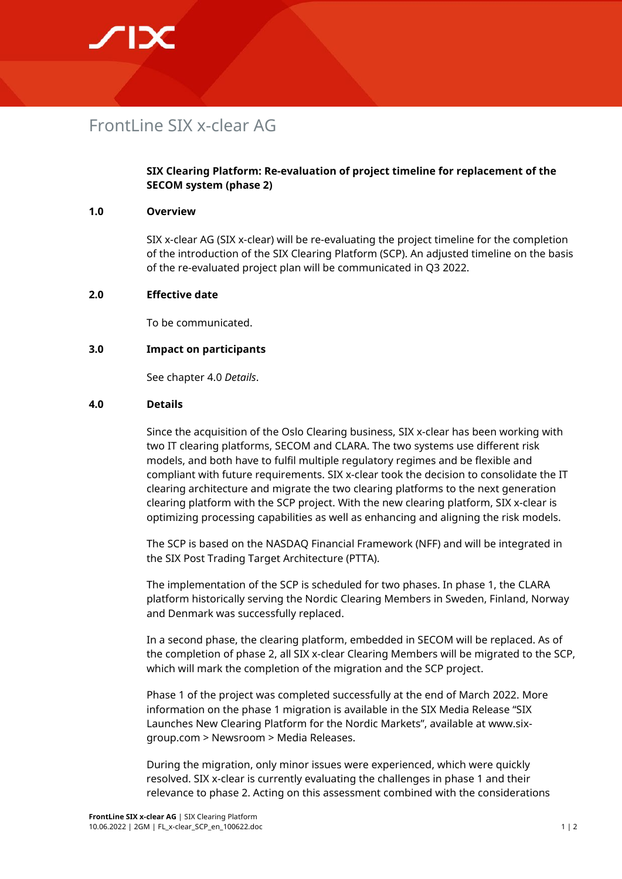# FrontLine SIX x-clear AG

**SIX Clearing Platform: Re-evaluation of project timeline for replacement of the SECOM system (phase 2)**

## 1.0 Overview

SIX x-clear AG (SIX x-clear) will be re-evaluating the project timeline for the completion of the introduction of the SIX Clearing Platform (SCP). An adjusted timeline on the basis of the re-evaluated project plan will be communicated in Q3 2022.

## 2.0 Effective date

To be communicated.

## 3.0 Impact on participants

See chapter 4.0 *Details*.

## 4.0 Details

Since the acquisition of the Oslo Clearing business, SIX x-clear has been working with two IT clearing platforms, SECOM and CLARA. The two systems use different risk models, and both have to fulfil multiple regulatory regimes and be flexible and compliant with future requirements. SIX x-clear took the decision to consolidate the IT clearing architecture and migrate the two clearing platforms to the next generation clearing platform with the SCP project. With the new clearing platform, SIX x-clear is optimizing processing capabilities as well as enhancing and aligning the risk models.

The SCP is based on the NASDAQ Financial Framework (NFF) and will be integrated in the SIX Post Trading Target Architecture (PTTA).

The implementation of the SCP is scheduled for two phases. In phase 1, the CLARA platform historically serving the Nordic Clearing Members in Sweden, Finland, Norway and Denmark was successfully replaced.

In a second phase, the clearing platform, embedded in SECOM will be replaced. As of the completion of phase 2, all SIX x-clear Clearing Members will be migrated to the SCP, which will mark the completion of the migration and the SCP project.

Phase 1 of the project was completed successfully at the end of March 2022. More information on the phase 1 migration is available in the SIX Media Release "SIX Launches New Clearing Platform for the Nordic Markets", available at www.six-group.com > Newsroom > Media Releases.

During the migration, only minor issues were experienced, which were quickly resolved. SIX x-clear is currently evaluating the challenges in phase 1 and their relevance to phase 2. Acting on this assessment combined with the considerations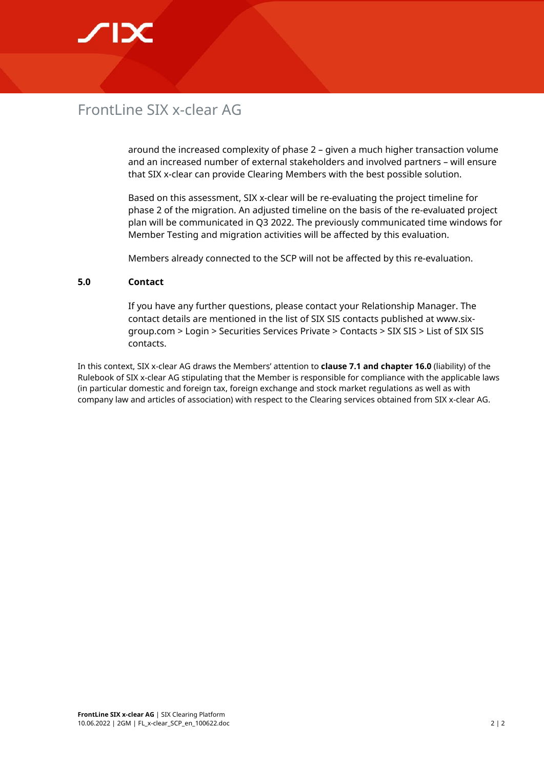around the increased complexity of phase 2 – given a much higher transaction volume and an increased number of external stakeholders and involved partners – will ensure that SIX x-clear can provide Clearing Members with the best possible solution.

Based on this assessment, SIX x-clear will be re-evaluating the project timeline for phase 2 of the migration. An adjusted timeline on the basis of the re-evaluated project plan will be communicated in Q3 2022. The previously communicated time windows for Member Testing and migration activities will be affected by this evaluation.

Members already connected to the SCP will not be affected by this re-evaluation.

## 5.0 Contact

If you have any further questions, please contact your Relationship Manager. The contact details are mentioned in the list of SIX SIS contacts published at www.six-group.com > Login > Securities Services Private > Contacts > SIX SIS > List of SIX SIS contacts.

In this context, SIX x-clear AG draws the Members' attention to **clause 7.1 and chapter 16.0** (liability) of the Rulebook of SIX x-clear AG stipulating that the Member is responsible for compliance with the applicable laws (in particular domestic and foreign tax, foreign exchange and stock market regulations as well as with company law and articles of association) with respect to the Clearing services obtained from SIX x-clear AG.